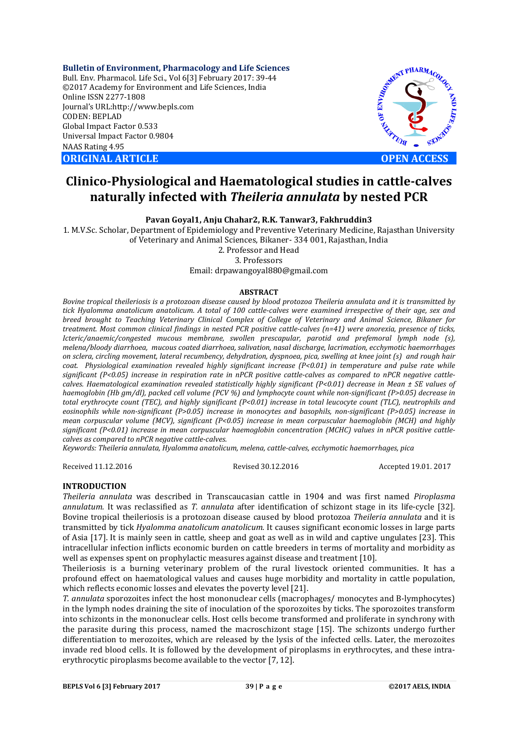Bulletin of Environment, Pharmacology and Life Sciences
Bull. Env. Pharmacol. Life Sci., Vol 6[3] February 2017: 39-44
©2017 Academy for Environment and Life Sciences, India
Online ISSN 2277-1808
Journal's URL:http://www.bepls.com
CODEN: BEPLAD
Global Impact Factor 0.533
Universal Impact Factor 0.9804
NAAS Rating 4.95

**ORIGINAL ARTICLE** **OPEN ACCESS**

# Clinico-Physiological and Haematological studies in cattle-calves naturally infected with *Theileria annulata* by nested PCR

**Pavan Goyal1, Anju Chahar2, R.K. Tanwar3, Fakhruddin3**

1. M.V.Sc. Scholar, Department of Epidemiology and Preventive Veterinary Medicine, Rajasthan University of Veterinary and Animal Sciences, Bikaner- 334 001, Rajasthan, India
2. Professor and Head
3. Professors

Email: drpawangoyal880@gmail.com

## ABSTRACT

*Bovine tropical theileriosis is a protozoan disease caused by blood protozoa Theileria annulata and it is transmitted by tick Hyalomma anatolicum anatolicum. A total of 100 cattle-calves were examined irrespective of their age, sex and breed brought to Teaching Veterinary Clinical Complex of College of Veterinary and Animal Science, Bikaner for treatment. Most common clinical findings in nested PCR positive cattle-calves (n=41) were anorexia, presence of ticks, Icteric/anaemic/congested mucous membrane, swollen prescapular, parotid and prefemoral lymph node (s), melena/bloody diarrhoea, mucous coated diarrhoea, salivation, nasal discharge, lacrimation, ecchymotic haemorrhages on sclera, circling movement, lateral recumbency, dehydration, dyspnoea, pica, swelling at knee joint (s) and rough hair coat. Physiological examination revealed highly significant increase ($P<0.01$) in temperature and pulse rate while significant ($P<0.05$) increase in respiration rate in nPCR positive cattle-calves as compared to nPCR negative cattle-calves. Haematological examination revealed statistically highly significant ($P<0.01$) decrease in Mean ± SE values of haemoglobin (Hb gm/dl), packed cell volume (PCV %) and lymphocyte count while non-significant ($P>0.05$) decrease in total erythrocyte count (TEC), and highly significant ($P<0.01$) increase in total leucocyte count (TLC), neutrophils and eosinophils while non-significant ($P>0.05$) increase in monocytes and basophils, non-significant ($P>0.05$) increase in mean corpuscular volume (MCV), significant ($P<0.05$) increase in mean corpuscular haemoglobin (MCH) and highly significant ($P<0.01$) increase in mean corpuscular haemoglobin concentration (MCHC) values in nPCR positive cattle-calves as compared to nPCR negative cattle-calves.*

*Keywords: Theileria annulata, Hyalomma anatolicum, melena, cattle-calves, ecchymotic haemorrhages, pica*

Received 11.12.2016 Revised 30.12.2016 Accepted 19.01. 2017

## INTRODUCTION

*Theileria annulata* was described in Transcaucasian cattle in 1904 and was first named *Piroplasma annulatum.* It was reclassified as *T. annulata* after identification of schizont stage in its life-cycle [32]. Bovine tropical theileriosis is a protozoan disease caused by blood protozoa *Theileria annulata* and it is transmitted by tick *Hyalomma anatolicum anatolicum.* It causes significant economic losses in large parts of Asia [17]. It is mainly seen in cattle, sheep and goat as well as in wild and captive ungulates [23]. This intracellular infection inflicts economic burden on cattle breeders in terms of mortality and morbidity as well as expenses spent on prophylactic measures against disease and treatment [10].

Theileriosis is a burning veterinary problem of the rural livestock oriented communities. It has a profound effect on haematological values and causes huge morbidity and mortality in cattle population, which reflects economic losses and elevates the poverty level [21].

*T. annulata* sporozoites infect the host mononuclear cells (macrophages/ monocytes and B-lymphocytes) in the lymph nodes draining the site of inoculation of the sporozoites by ticks. The sporozoites transform into schizonts in the mononuclear cells. Host cells become transformed and proliferate in synchrony with the parasite during this process, named the macroschizont stage [15]. The schizonts undergo further differentiation to merozoites, which are released by the lysis of the infected cells. Later, the merozoites invade red blood cells. It is followed by the development of piroplasms in erythrocytes, and these intra-erythrocytic piroplasms become available to the vector [7, 12].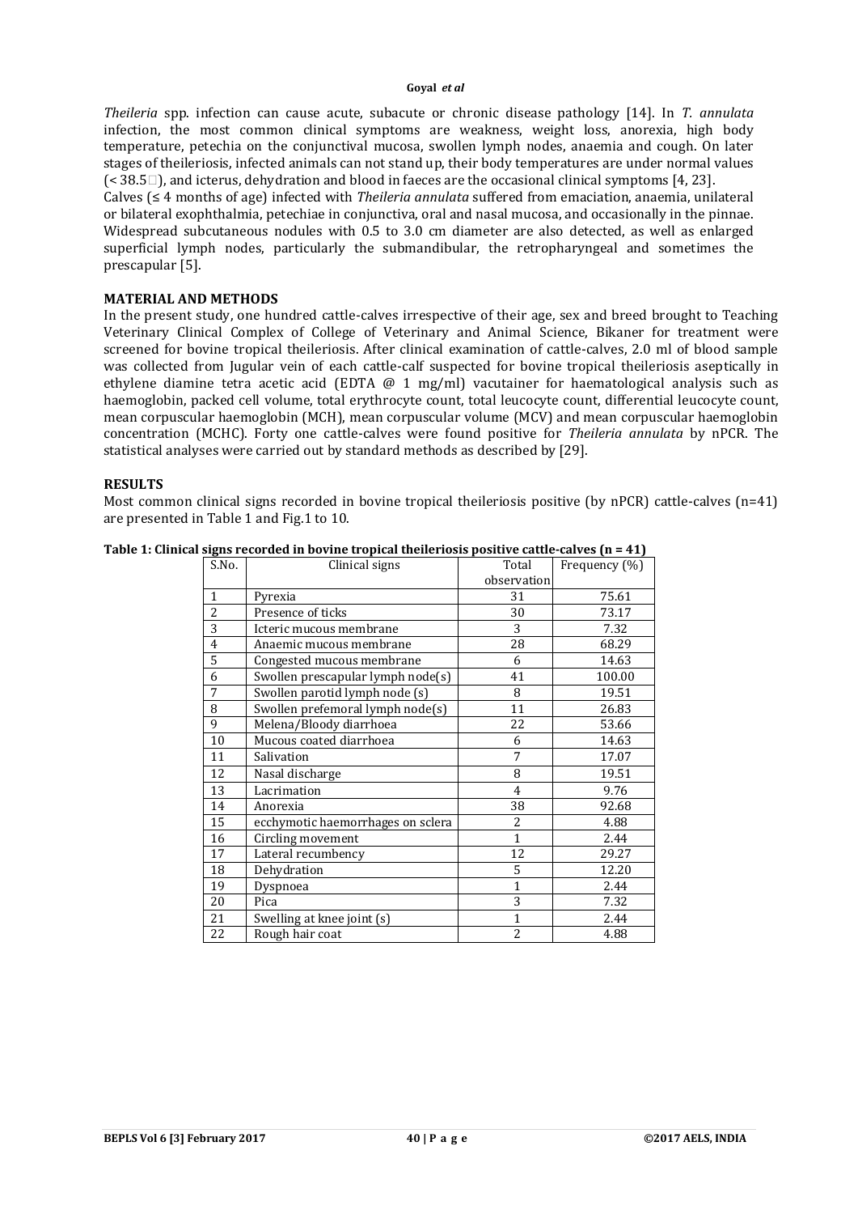*Theileria* spp. infection can cause acute, subacute or chronic disease pathology [14]. In *T. annulata* infection, the most common clinical symptoms are weakness, weight loss, anorexia, high body temperature, petechia on the conjunctival mucosa, swollen lymph nodes, anaemia and cough. On later stages of theileriosis, infected animals can not stand up, their body temperatures are under normal values (< 38.5□), and icterus, dehydration and blood in faeces are the occasional clinical symptoms [4, 23].

Calves (≤ 4 months of age) infected with *Theileria annulata* suffered from emaciation, anaemia, unilateral or bilateral exophthalmia, petechiae in conjunctiva, oral and nasal mucosa, and occasionally in the pinnae. Widespread subcutaneous nodules with 0.5 to 3.0 cm diameter are also detected, as well as enlarged superficial lymph nodes, particularly the submandibular, the retropharyngeal and sometimes the prescapular [5].

## MATERIAL AND METHODS

In the present study, one hundred cattle-calves irrespective of their age, sex and breed brought to Teaching Veterinary Clinical Complex of College of Veterinary and Animal Science, Bikaner for treatment were screened for bovine tropical theileriosis. After clinical examination of cattle-calves, 2.0 ml of blood sample was collected from Jugular vein of each cattle-calf suspected for bovine tropical theileriosis aseptically in ethylene diamine tetra acetic acid (EDTA @ 1 mg/ml) vacutainer for haematological analysis such as haemoglobin, packed cell volume, total erythrocyte count, total leucocyte count, differential leucocyte count, mean corpuscular haemoglobin (MCH), mean corpuscular volume (MCV) and mean corpuscular haemoglobin concentration (MCHC). Forty one cattle-calves were found positive for *Theileria annulata* by nPCR. The statistical analyses were carried out by standard methods as described by [29].

## RESULTS

Most common clinical signs recorded in bovine tropical theileriosis positive (by nPCR) cattle-calves (n=41) are presented in Table 1 and Fig.1 to 10.

**Table 1: Clinical signs recorded in bovine tropical theileriosis positive cattle-calves (n = 41)**

| S.No. | Clinical signs | Total observation | Frequency (%) |
|---|---|---|---|
| 1 | Pyrexia | 31 | 75.61 |
| 2 | Presence of ticks | 30 | 73.17 |
| 3 | Icteric mucous membrane | 3 | 7.32 |
| 4 | Anaemic mucous membrane | 28 | 68.29 |
| 5 | Congested mucous membrane | 6 | 14.63 |
| 6 | Swollen prescapular lymph node(s) | 41 | 100.00 |
| 7 | Swollen parotid lymph node (s) | 8 | 19.51 |
| 8 | Swollen prefemoral lymph node(s) | 11 | 26.83 |
| 9 | Melena/Bloody diarrhoea | 22 | 53.66 |
| 10 | Mucous coated diarrhoea | 6 | 14.63 |
| 11 | Salivation | 7 | 17.07 |
| 12 | Nasal discharge | 8 | 19.51 |
| 13 | Lacrimation | 4 | 9.76 |
| 14 | Anorexia | 38 | 92.68 |
| 15 | ecchymotic haemorrhages on sclera | 2 | 4.88 |
| 16 | Circling movement | 1 | 2.44 |
| 17 | Lateral recumbency | 12 | 29.27 |
| 18 | Dehydration | 5 | 12.20 |
| 19 | Dyspnoea | 1 | 2.44 |
| 20 | Pica | 3 | 7.32 |
| 21 | Swelling at knee joint (s) | 1 | 2.44 |
| 22 | Rough hair coat | 2 | 4.88 |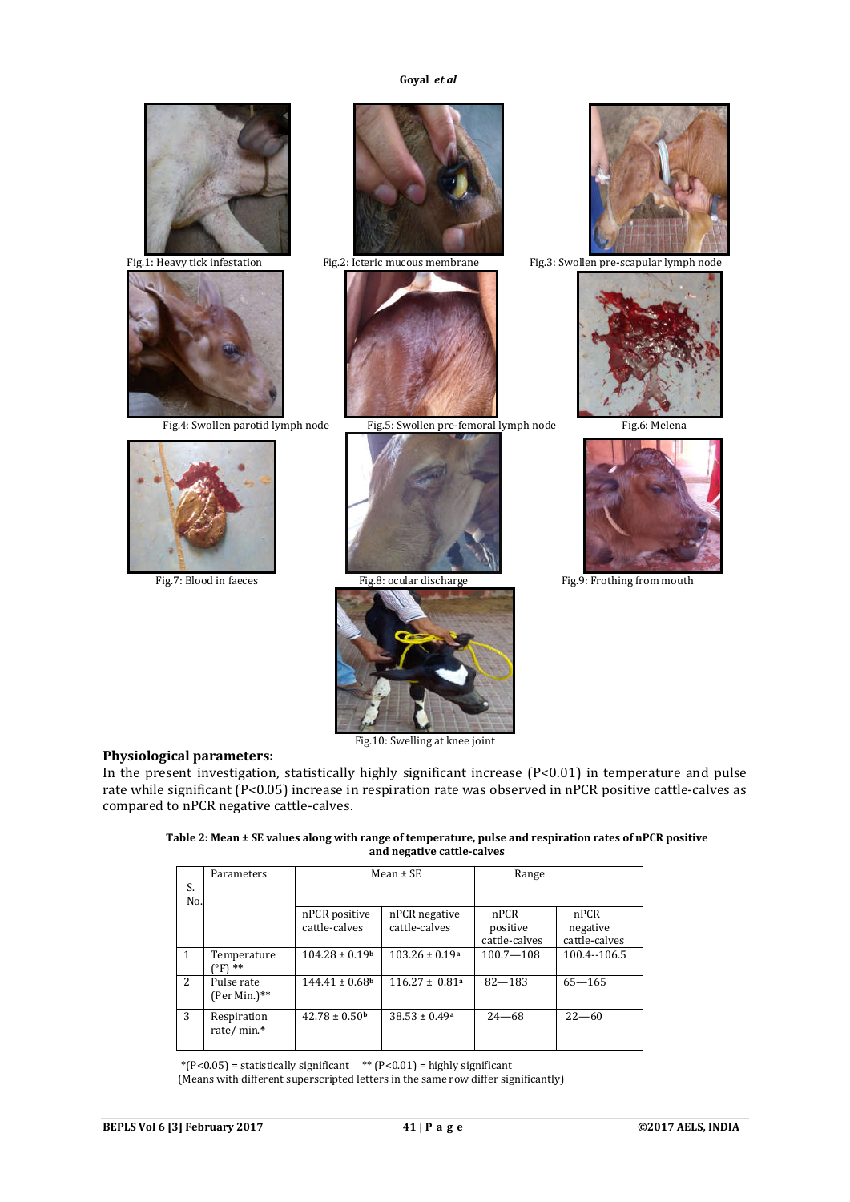Fig.1: Heavy tick infestation

Fig.2: Icteric mucous membrane

Fig.3: Swollen pre-scapular lymph node

Fig.4: Swollen parotid lymph node

Fig.5: Swollen pre-femoral lymph node

Fig.6: Melena

Fig.7: Blood in faeces

Fig.8: ocular discharge

Fig.9: Frothing from mouth

Fig.10: Swelling at knee joint

## Physiological parameters:

In the present investigation, statistically highly significant increase (P<0.01) in temperature and pulse rate while significant (P<0.05) increase in respiration rate was observed in nPCR positive cattle-calves as compared to nPCR negative cattle-calves.

**Table 2: Mean ± SE values along with range of temperature, pulse and respiration rates of nPCR positive and negative cattle-calves**

| S. No. | Parameters | Mean ± SE | | Range | |
|---|---|---|---|---|---|
| | | nPCR positive cattle-calves | nPCR negative cattle-calves | nPCR positive cattle-calves | nPCR negative cattle-calves |
| 1 | Temperature (°F) ** | 104.28 ± 0.19[b] | 103.26 ± 0.19[a] | 100.7—108 | 100.4--106.5 |
| 2 | Pulse rate (Per Min.)** | 144.41 ± 0.68[b] | 116.27 ± 0.81[a] | 82—183 | 65—165 |
| 3 | Respiration rate/ min.* | 42.78 ± 0.50[b] | 38.53 ± 0.49[a] | 24—68 | 22—60 |

*(P<0.05) = statistically significant   ** (P<0.01) = highly significant
(Means with different superscripted letters in the same row differ significantly)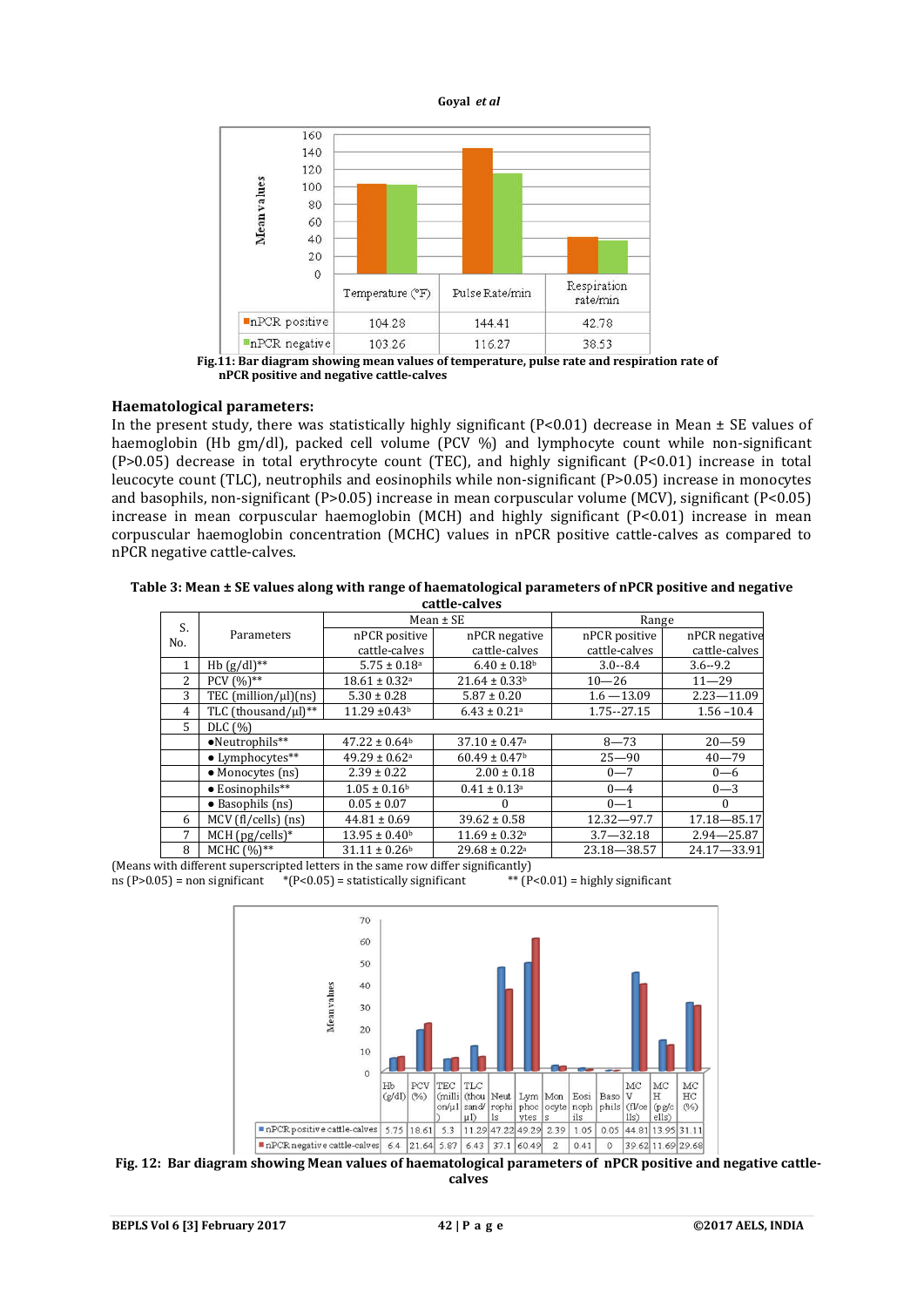| | Temperature (°F) | Pulse Rate/min | Respiration rate/min |
|---|---|---|---|
| nPCR positive | 104.28 | 144.41 | 42.78 |
| nPCR negative | 103.26 | 116.27 | 38.53 |

**Fig.11: Bar diagram showing mean values of temperature, pulse rate and respiration rate of nPCR positive and negative cattle-calves**

### Haematological parameters:

In the present study, there was statistically highly significant (P<0.01) decrease in Mean ± SE values of haemoglobin (Hb gm/dl), packed cell volume (PCV %) and lymphocyte count while non-significant (P>0.05) decrease in total erythrocyte count (TEC), and highly significant (P<0.01) increase in total leucocyte count (TLC), neutrophils and eosinophils while non-significant (P>0.05) increase in monocytes and basophils, non-significant (P>0.05) increase in mean corpuscular volume (MCV), significant (P<0.05) increase in mean corpuscular haemoglobin (MCH) and highly significant (P<0.01) increase in mean corpuscular haemoglobin concentration (MCHC) values in nPCR positive cattle-calves as compared to nPCR negative cattle-calves.

**Table 3: Mean ± SE values along with range of haematological parameters of nPCR positive and negative cattle-calves**

| S. No. | Parameters | Mean ± SE | | Range | |
|---|---|---|---|---|---|
| | | nPCR positive cattle-calves | nPCR negative cattle-calves | nPCR positive cattle-calves | nPCR negative cattle-calves |
| 1 | Hb (g/dl)** | 5.75 ± 0.18[a] | 6.40 ± 0.18[b] | 3.0--8.4 | 3.6--9.2 |
| 2 | PCV (%)** | 18.61 ± 0.32[a] | 21.64 ± 0.33[b] | 10—26 | 11—29 |
| 3 | TEC (million/µl)(ns) | 5.30 ± 0.28 | 5.87 ± 0.20 | 1.6 —13.09 | 2.23—11.09 |
| 4 | TLC (thousand/µl)** | 11.29 ±0.43[b] | 6.43 ± 0.21[a] | 1.75--27.15 | 1.56 –10.4 |
| 5 | DLC (%) | | | | |
| | •Neutrophils** | 47.22 ± 0.64[b] | 37.10 ± 0.47[a] | 8—73 | 20—59 |
| | • Lymphocytes** | 49.29 ± 0.62[a] | 60.49 ± 0.47[b] | 25—90 | 40—79 |
| | • Monocytes (ns) | 2.39 ± 0.22 | 2.00 ± 0.18 | 0—7 | 0—6 |
| | • Eosinophils** | 1.05 ± 0.16[b] | 0.41 ± 0.13[a] | 0—4 | 0—3 |
| | • Basophils (ns) | 0.05 ± 0.07 | 0 | 0—1 | 0 |
| 6 | MCV (fl/cells) (ns) | 44.81 ± 0.69 | 39.62 ± 0.58 | 12.32—97.7 | 17.18—85.17 |
| 7 | MCH (pg/cells)* | 13.95 ± 0.40[b] | 11.69 ± 0.32[a] | 3.7—32.18 | 2.94—25.87 |
| 8 | MCHC (%)** | 31.11 ± 0.26[b] | 29.68 ± 0.22[a] | 23.18—38.57 | 24.17—33.91 |

(Means with different superscripted letters in the same row differ significantly)
ns (P>0.05) = non significant   *(P<0.05) = statistically significant   ** (P<0.01) = highly significant

| | Hb (g/dl) | PCV (%) | TEC (million/µl) | TLC (thousand/µl) | Neutrophils | Lymphocytes | Monocytes | Eosinophils | Basophils | MCV (fl/cells) | MCH (pg/cells) | MCHC (%) |
|---|---|---|---|---|---|---|---|---|---|---|---|---|
| nPCR positive cattle-calves | 5.75 | 18.61 | 5.3 | 11.29 | 47.22 | 49.29 | 2.39 | 1.05 | 0.05 | 44.81 | 13.95 | 31.11 |
| nPCR negative cattle-calves | 6.4 | 21.64 | 5.87 | 6.43 | 37.1 | 60.49 | 2 | 0.41 | 0 | 39.62 | 11.69 | 29.68 |

**Fig. 12: Bar diagram showing Mean values of haematological parameters of nPCR positive and negative cattle-calves**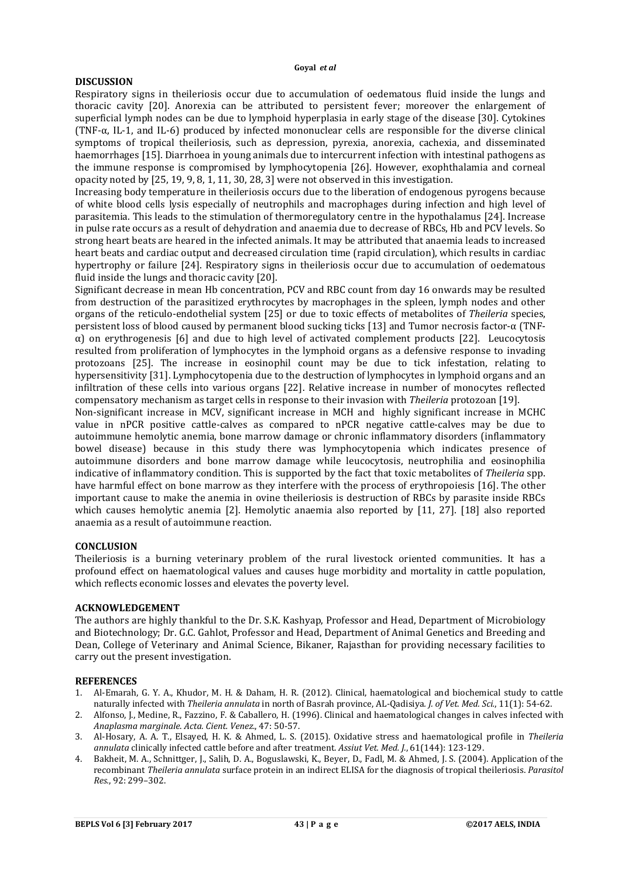## DISCUSSION

Respiratory signs in theileriosis occur due to accumulation of oedematous fluid inside the lungs and thoracic cavity [20]. Anorexia can be attributed to persistent fever; moreover the enlargement of superficial lymph nodes can be due to lymphoid hyperplasia in early stage of the disease [30]. Cytokines (TNF-α, IL-1, and IL-6) produced by infected mononuclear cells are responsible for the diverse clinical symptoms of tropical theileriosis, such as depression, pyrexia, anorexia, cachexia, and disseminated haemorrhages [15]. Diarrhoea in young animals due to intercurrent infection with intestinal pathogens as the immune response is compromised by lymphocytopenia [26]. However, exophthalamia and corneal opacity noted by [25, 19, 9, 8, 1, 11, 30, 28, 3] were not observed in this investigation.

Increasing body temperature in theileriosis occurs due to the liberation of endogenous pyrogens because of white blood cells lysis especially of neutrophils and macrophages during infection and high level of parasitemia. This leads to the stimulation of thermoregulatory centre in the hypothalamus [24]. Increase in pulse rate occurs as a result of dehydration and anaemia due to decrease of RBCs, Hb and PCV levels. So strong heart beats are heared in the infected animals. It may be attributed that anaemia leads to increased heart beats and cardiac output and decreased circulation time (rapid circulation), which results in cardiac hypertrophy or failure [24]. Respiratory signs in theileriosis occur due to accumulation of oedematous fluid inside the lungs and thoracic cavity [20].

Significant decrease in mean Hb concentration, PCV and RBC count from day 16 onwards may be resulted from destruction of the parasitized erythrocytes by macrophages in the spleen, lymph nodes and other organs of the reticulo-endothelial system [25] or due to toxic effects of metabolites of *Theileria* species, persistent loss of blood caused by permanent blood sucking ticks [13] and Tumor necrosis factor-α (TNF-α) on erythrogenesis [6] and due to high level of activated complement products [22]. Leucocytosis resulted from proliferation of lymphocytes in the lymphoid organs as a defensive response to invading protozoans [25]. The increase in eosinophil count may be due to tick infestation, relating to hypersensitivity [31]. Lymphocytopenia due to the destruction of lymphocytes in lymphoid organs and an infiltration of these cells into various organs [22]. Relative increase in number of monocytes reflected compensatory mechanism as target cells in response to their invasion with *Theileria* protozoan [19].

Non-significant increase in MCV, significant increase in MCH and highly significant increase in MCHC value in nPCR positive cattle-calves as compared to nPCR negative cattle-calves may be due to autoimmune hemolytic anemia, bone marrow damage or chronic inflammatory disorders (inflammatory bowel disease) because in this study there was lymphocytopenia which indicates presence of autoimmune disorders and bone marrow damage while leucocytosis, neutrophilia and eosinophilia indicative of inflammatory condition. This is supported by the fact that toxic metabolites of *Theileria* spp. have harmful effect on bone marrow as they interfere with the process of erythropoiesis [16]. The other important cause to make the anemia in ovine theileriosis is destruction of RBCs by parasite inside RBCs which causes hemolytic anemia [2]. Hemolytic anaemia also reported by [11, 27]. [18] also reported anaemia as a result of autoimmune reaction.

## CONCLUSION

Theileriosis is a burning veterinary problem of the rural livestock oriented communities. It has a profound effect on haematological values and causes huge morbidity and mortality in cattle population, which reflects economic losses and elevates the poverty level.

## ACKNOWLEDGEMENT

The authors are highly thankful to the Dr. S.K. Kashyap, Professor and Head, Department of Microbiology and Biotechnology; Dr. G.C. Gahlot, Professor and Head, Department of Animal Genetics and Breeding and Dean, College of Veterinary and Animal Science, Bikaner, Rajasthan for providing necessary facilities to carry out the present investigation.

## REFERENCES

1. Al-Emarah, G. Y. A., Khudor, M. H. & Daham, H. R. (2012). Clinical, haematological and biochemical study to cattle naturally infected with *Theileria annulata* in north of Basrah province, AL-Qadisiya. *J. of Vet. Med. Sci.*, 11(1): 54-62.
2. Alfonso, J., Medine, R., Fazzino, F. & Caballero, H. (1996). Clinical and haematological changes in calves infected with *Anaplasma marginale*. *Acta. Cient. Venez.*, 47: 50-57.
3. Al-Hosary, A. A. T., Elsayed, H. K. & Ahmed, L. S. (2015). Oxidative stress and haematological profile in *Theileria annulata* clinically infected cattle before and after treatment. *Assiut Vet. Med. J.*, 61(144): 123-129.
4. Bakheit, M. A., Schnittger, J., Salih, D. A., Boguslawski, K., Beyer, D., Fadl, M. & Ahmed, J. S. (2004). Application of the recombinant *Theileria annulata* surface protein in an indirect ELISA for the diagnosis of tropical theileriosis. *Parasitol Res.*, 92: 299–302.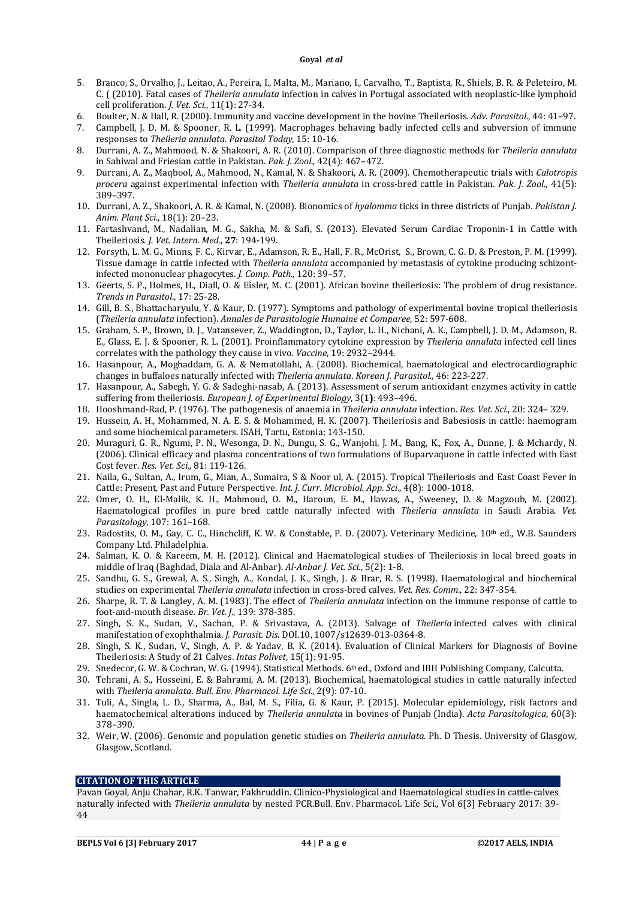5. Branco, S., Orvalho, J., Leitao, A., Pereira, I., Malta, M., Mariano, I., Carvalho, T., Baptista, R., Shiels, B. R. & Peleteiro, M. C. ( (2010). Fatal cases of *Theileria annulata* infection in calves in Portugal associated with neoplastic-like lymphoid cell proliferation. *J. Vet. Sci.*, 11(1): 27-34.
6. Boulter, N. & Hall, R. (2000). Immunity and vaccine development in the bovine Theileriosis. *Adv. Parasitol.*, 44: 41–97.
7. Campbell, J. D. M. & Spooner, R. L. (1999). Macrophages behaving badly infected cells and subversion of immune responses to *Theileria annulata. Parasitol Today*, 15: 10-16.
8. Durrani, A. Z., Mahmood, N. & Shakoori, A. R. (2010). Comparison of three diagnostic methods for *Theileria annulata* in Sahiwal and Friesian cattle in Pakistan. *Pak. J. Zool.*, 42(4): 467–472.
9. Durrani, A. Z., Maqbool, A., Mahmood, N., Kamal, N. & Shakoori, A. R. (2009). Chemotherapeutic trials with *Calotropis procera* against experimental infection with *Theileria annulata* in cross-bred cattle in Pakistan. *Pak. J. Zool.*, 41(5): 389–397.
10. Durrani, A. Z., Shakoori, A. R. & Kamal, N. (2008). Bionomics of *hyalomma* ticks in three districts of Punjab. *Pakistan J. Anim. Plant Sci.*, 18(1): 20–23.
11. Fartashvand, M., Nadalian, M. G., Sakha, M. & Safi, S. (2013). Elevated Serum Cardiac Troponin-1 in Cattle with Theileriosis. *J. Vet. Intern. Med.*, **27**: 194-199.
12. Forsyth, L. M. G., Minns, F. C., Kirvar, E., Adamson, R. E., Hall, F. R., McOrist, S., Brown, C. G. D. & Preston, P. M. (1999). Tissue damage in cattle infected with *Theileria annulata* accompanied by metastasis of cytokine producing schizont-infected mononuclear phagocytes. *J. Comp. Path.*, 120: 39–57.
13. Geerts, S. P., Holmes, H., Diall, O. & Eisler, M. C. (2001). African bovine theileriosis: The problem of drug resistance. *Trends in Parasitol.*, 17: 25-28.
14. Gill, B. S., Bhattacharyulu, Y. & Kaur, D. (1977). Symptoms and pathology of experimental bovine tropical theileriosis (*Theileria annulata* infection). *Annales de Parasitologie Humaine et Comparee*, 52: 597-608.
15. Graham, S. P., Brown, D. J., Vatansever, Z., Waddington, D., Taylor, L. H., Nichani, A. K., Campbell, J. D. M., Adamson, R. E., Glass, E. J. & Spooner, R. L. (2001). Proinflammatory cytokine expression by *Theileria annulata* infected cell lines correlates with the pathology they cause in vivo. *Vaccine*, 19: 2932–2944.
16. Hasanpour, A., Moghaddam, G. A. & Nematollahi, A. (2008). Biochemical, haematological and electrocardiographic changes in buffaloes naturally infected with *Theileria annulata*. *Korean J. Parasitol.*, 46: 223-227.
17. Hasanpour, A., Sabegh, Y. G. & Sadeghi-nasab, A. (2013). Assessment of serum antioxidant enzymes activity in cattle suffering from theileriosis. *European J. of Experimental Biology*, 3(1**)**: 493–496.
18. Hooshmand-Rad, P. (1976). The pathogenesis of anaemia in *Theileria annulata* infection. *Res. Vet. Sci.*, 20: 324– 329.
19. Hussein, A. H., Mohammed, N. A. E. S. & Mohammed, H. K. (2007). Theileriosis and Babesiosis in cattle: haemogram and some biochemical parameters. ISAH, Tartu, Estonia: 143-150.
20. Muraguri, G. R., Ngumi, P. N., Wesonga, D. N., Dungu, S. G., Wanjohi, J. M., Bang, K., Fox, A., Dunne, J. & Mchardy, N. (2006). Clinical efficacy and plasma concentrations of two formulations of Buparvaquone in cattle infected with East Cost fever. *Res. Vet. Sci.*, 81: 119-126.
21. Naila, G., Sultan, A., Irum, G., Mian, A., Sumaira, S & Noor ul, A. (2015). Tropical Theileriosis and East Coast Fever in Cattle: Present, Past and Future Perspective. *Int. J. Curr. Microbiol. App. Sci.*, 4(8): 1000-1018.
22. Omer, O. H., El-Malik, K. H., Mahmoud, O. M., Haroun, E. M., Hawas, A., Sweeney, D. & Magzoub, M. (2002). Haematological profiles in pure bred cattle naturally infected with *Theileria annulata* in Saudi Arabia. *Vet. Parasitology*, 107: 161–168.
23. Radostits, O. M., Gay, C. C., Hinchcliff, K. W. & Constable, P. D. (2007). Veterinary Medicine, 10th ed., W.B. Saunders Company Ltd. Philadelphia.
24. Salman, K. O. & Kareem, M. H. (2012). Clinical and Haematological studies of Theileriosis in local breed goats in middle of Iraq (Baghdad, Diala and Al-Anbar). *Al-Anbar J. Vet. Sci.*, 5(2): 1-8.
25. Sandhu, G. S., Grewal, A. S., Singh, A., Kondal, J. K., Singh, J. & Brar, R. S. (1998). Haematological and biochemical studies on experimental *Theileria annulata* infection in cross-bred calves. *Vet. Res. Comm.*, 22: 347-354.
26. Sharpe, R. T. & Langley, A. M. (1983). The effect of *Theileria annulata* infection on the immune response of cattle to foot-and-mouth disease. *Br. Vet. J.*, 139: 378-385.
27. Singh, S. K., Sudan, V., Sachan, P. & Srivastava, A. (2013). Salvage of *Theileria* infected calves with clinical manifestation of exophthalmia. *J. Parasit. Dis.* DOI.10, 1007/s12639-013-0364-8.
28. Singh, S. K., Sudan, V., Singh, A. P. & Yadav, B. K. (2014). Evaluation of Clinical Markers for Diagnosis of Bovine Theileriosis: A Study of 21 Calves. *Intas Polivet*, 15(1): 91-95.
29. Snedecor, G. W. & Cochran, W. G. (1994). Statistical Methods. 6th ed., Oxford and IBH Publishing Company, Calcutta.
30. Tehrani, A. S., Hosseini, E. & Bahrami, A. M. (2013). Biochemical, haematological studies in cattle naturally infected with *Theileria annulata. Bull. Env. Pharmacol. Life Sci.*, 2(9): 07-10.
31. Tuli, A., Singla, L. D., Sharma, A., Bal, M. S., Filia, G. & Kaur, P. (2015). Molecular epidemiology, risk factors and haematochemical alterations induced by *Theileria annulata* in bovines of Punjab (India). *Acta Parasitologica*, 60(3): 378–390.
32. Weir, W. (2006). Genomic and population genetic studies on *Theileria annulata*. Ph. D Thesis. University of Glasgow, Glasgow, Scotland.

**CITATION OF THIS ARTICLE**

Pavan Goyal, Anju Chahar, R.K. Tanwar, Fakhruddin. Clinico-Physiological and Haematological studies in cattle-calves naturally infected with *Theileria annulata* by nested PCR.Bull. Env. Pharmacol. Life Sci., Vol 6[3] February 2017: 39-44